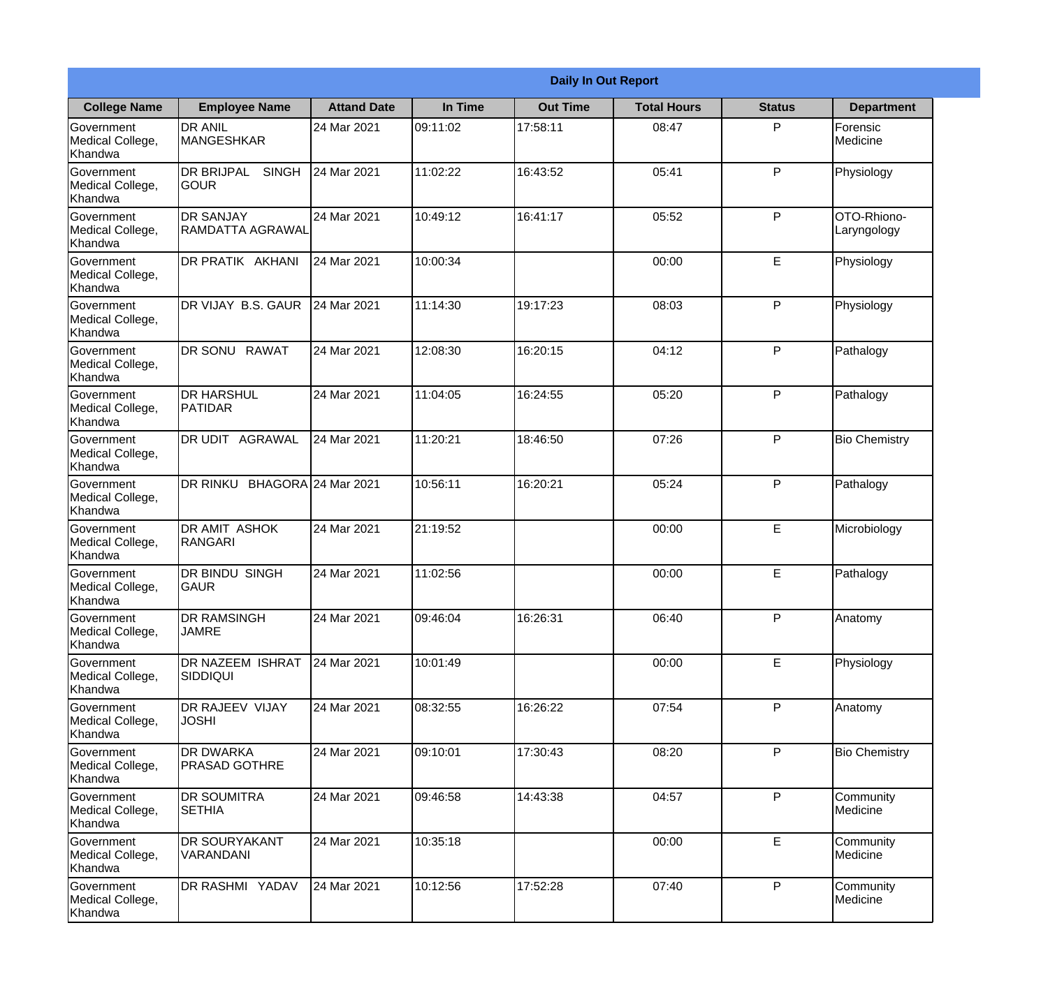| Daily In Out Report | | | | | | | |
|---|---|---|---|---|---|---|---|
| **College Name** | **Employee Name** | **Attand Date** | **In Time** | **Out Time** | **Total Hours** | **Status** | **Department** |
| Government Medical College, Khandwa | DR ANIL MANGESHKAR | 24 Mar 2021 | 09:11:02 | 17:58:11 | 08:47 | P | Forensic Medicine |
| Government Medical College, Khandwa | DR BRIJPAL SINGH GOUR | 24 Mar 2021 | 11:02:22 | 16:43:52 | 05:41 | P | Physiology |
| Government Medical College, Khandwa | DR SANJAY RAMDATTA AGRAWAL | 24 Mar 2021 | 10:49:12 | 16:41:17 | 05:52 | P | OTO-Rhiono-Laryngology |
| Government Medical College, Khandwa | DR PRATIK AKHANI | 24 Mar 2021 | 10:00:34 | | 00:00 | E | Physiology |
| Government Medical College, Khandwa | DR VIJAY B.S. GAUR | 24 Mar 2021 | 11:14:30 | 19:17:23 | 08:03 | P | Physiology |
| Government Medical College, Khandwa | DR SONU RAWAT | 24 Mar 2021 | 12:08:30 | 16:20:15 | 04:12 | P | Pathalogy |
| Government Medical College, Khandwa | DR HARSHUL PATIDAR | 24 Mar 2021 | 11:04:05 | 16:24:55 | 05:20 | P | Pathalogy |
| Government Medical College, Khandwa | DR UDIT AGRAWAL | 24 Mar 2021 | 11:20:21 | 18:46:50 | 07:26 | P | Bio Chemistry |
| Government Medical College, Khandwa | DR RINKU BHAGORA | 24 Mar 2021 | 10:56:11 | 16:20:21 | 05:24 | P | Pathalogy |
| Government Medical College, Khandwa | DR AMIT ASHOK RANGARI | 24 Mar 2021 | 21:19:52 | | 00:00 | E | Microbiology |
| Government Medical College, Khandwa | DR BINDU SINGH GAUR | 24 Mar 2021 | 11:02:56 | | 00:00 | E | Pathalogy |
| Government Medical College, Khandwa | DR RAMSINGH JAMRE | 24 Mar 2021 | 09:46:04 | 16:26:31 | 06:40 | P | Anatomy |
| Government Medical College, Khandwa | DR NAZEEM ISHRAT SIDDIQUI | 24 Mar 2021 | 10:01:49 | | 00:00 | E | Physiology |
| Government Medical College, Khandwa | DR RAJEEV VIJAY JOSHI | 24 Mar 2021 | 08:32:55 | 16:26:22 | 07:54 | P | Anatomy |
| Government Medical College, Khandwa | DR DWARKA PRASAD GOTHRE | 24 Mar 2021 | 09:10:01 | 17:30:43 | 08:20 | P | Bio Chemistry |
| Government Medical College, Khandwa | DR SOUMITRA SETHIA | 24 Mar 2021 | 09:46:58 | 14:43:38 | 04:57 | P | Community Medicine |
| Government Medical College, Khandwa | DR SOURYAKANT VARANDANI | 24 Mar 2021 | 10:35:18 | | 00:00 | E | Community Medicine |
| Government Medical College, Khandwa | DR RASHMI YADAV | 24 Mar 2021 | 10:12:56 | 17:52:28 | 07:40 | P | Community Medicine |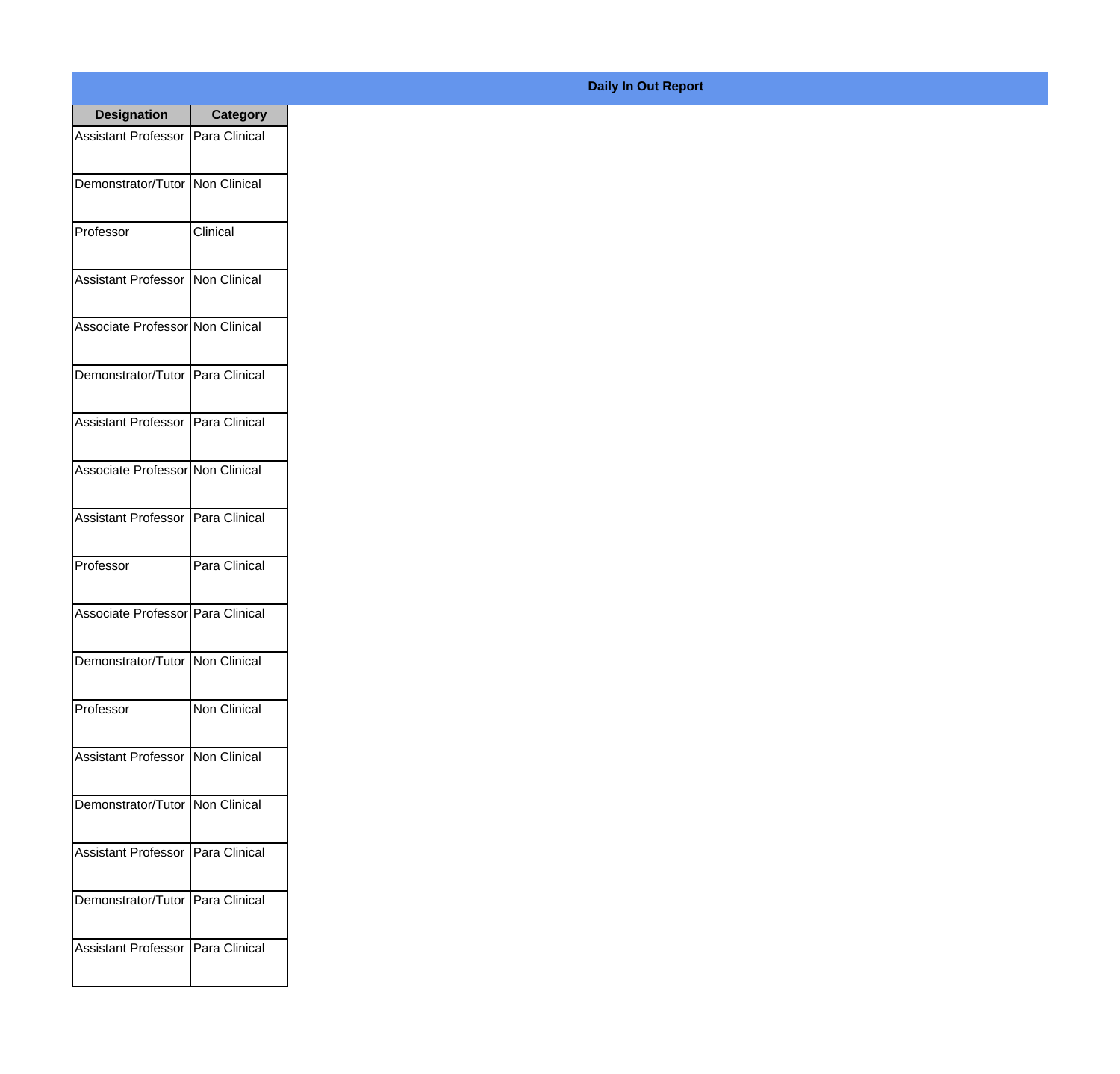**Daily In Out Report**

| Designation | Category |
|---|---|
| Assistant Professor | Para Clinical |
| Demonstrator/Tutor | Non Clinical |
| Professor | Clinical |
| Assistant Professor | Non Clinical |
| Associate Professor | Non Clinical |
| Demonstrator/Tutor | Para Clinical |
| Assistant Professor | Para Clinical |
| Associate Professor | Non Clinical |
| Assistant Professor | Para Clinical |
| Professor | Para Clinical |
| Associate Professor | Para Clinical |
| Demonstrator/Tutor | Non Clinical |
| Professor | Non Clinical |
| Assistant Professor | Non Clinical |
| Demonstrator/Tutor | Non Clinical |
| Assistant Professor | Para Clinical |
| Demonstrator/Tutor | Para Clinical |
| Assistant Professor | Para Clinical |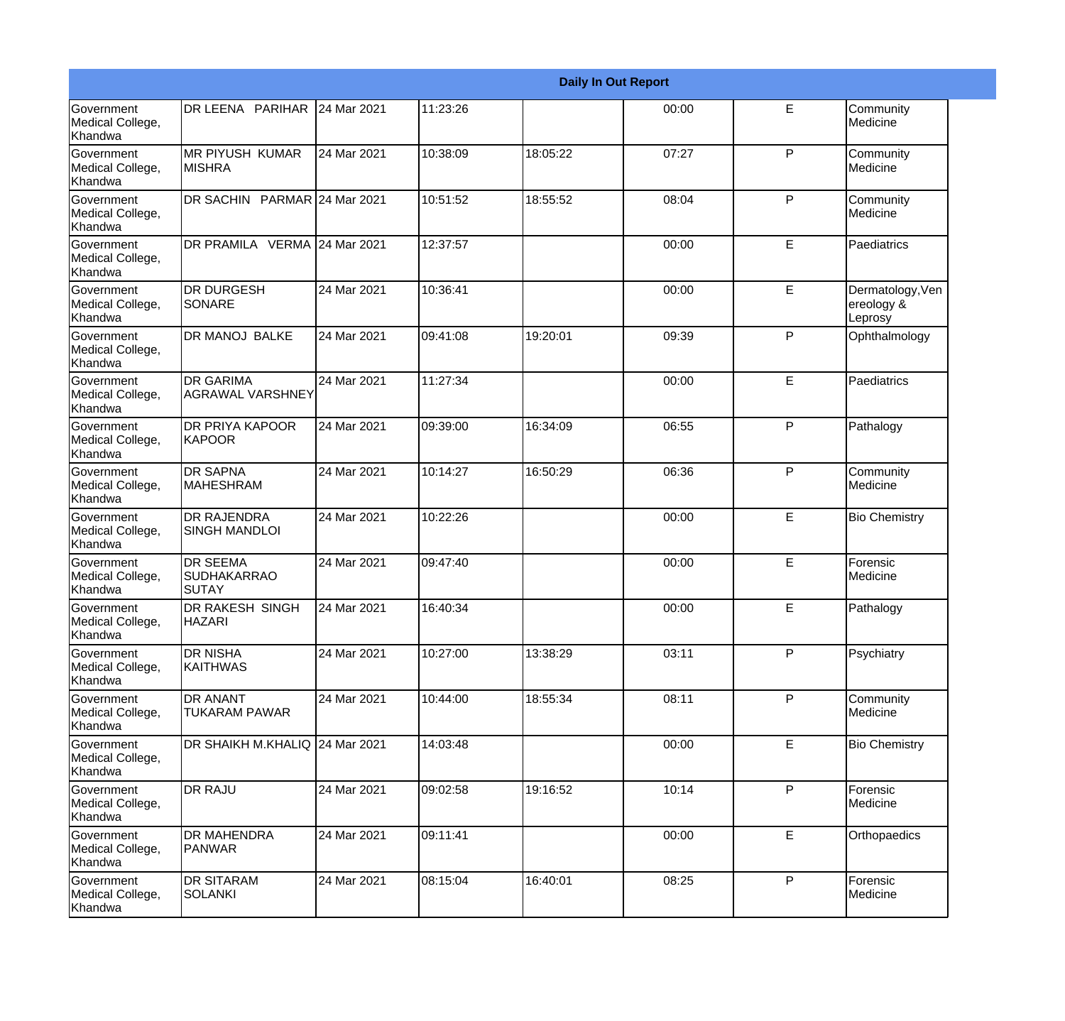| Daily In Out Report | | | | | | | |
|---|---|---|---|---|---|---|---|
| Government Medical College, Khandwa | DR LEENA PARIHAR | 24 Mar 2021 | 11:23:26 | | 00:00 | E | Community Medicine |
| Government Medical College, Khandwa | MR PIYUSH KUMAR MISHRA | 24 Mar 2021 | 10:38:09 | 18:05:22 | 07:27 | P | Community Medicine |
| Government Medical College, Khandwa | DR SACHIN PARMAR | 24 Mar 2021 | 10:51:52 | 18:55:52 | 08:04 | P | Community Medicine |
| Government Medical College, Khandwa | DR PRAMILA VERMA | 24 Mar 2021 | 12:37:57 | | 00:00 | E | Paediatrics |
| Government Medical College, Khandwa | DR DURGESH SONARE | 24 Mar 2021 | 10:36:41 | | 00:00 | E | Dermatology,Venereology & Leprosy |
| Government Medical College, Khandwa | DR MANOJ BALKE | 24 Mar 2021 | 09:41:08 | 19:20:01 | 09:39 | P | Ophthalmology |
| Government Medical College, Khandwa | DR GARIMA AGRAWAL VARSHNEY | 24 Mar 2021 | 11:27:34 | | 00:00 | E | Paediatrics |
| Government Medical College, Khandwa | DR PRIYA KAPOOR KAPOOR | 24 Mar 2021 | 09:39:00 | 16:34:09 | 06:55 | P | Pathalogy |
| Government Medical College, Khandwa | DR SAPNA MAHESHRAM | 24 Mar 2021 | 10:14:27 | 16:50:29 | 06:36 | P | Community Medicine |
| Government Medical College, Khandwa | DR RAJENDRA SINGH MANDLOI | 24 Mar 2021 | 10:22:26 | | 00:00 | E | Bio Chemistry |
| Government Medical College, Khandwa | DR SEEMA SUDHAKARRAO SUTAY | 24 Mar 2021 | 09:47:40 | | 00:00 | E | Forensic Medicine |
| Government Medical College, Khandwa | DR RAKESH SINGH HAZARI | 24 Mar 2021 | 16:40:34 | | 00:00 | E | Pathalogy |
| Government Medical College, Khandwa | DR NISHA KAITHWAS | 24 Mar 2021 | 10:27:00 | 13:38:29 | 03:11 | P | Psychiatry |
| Government Medical College, Khandwa | DR ANANT TUKARAM PAWAR | 24 Mar 2021 | 10:44:00 | 18:55:34 | 08:11 | P | Community Medicine |
| Government Medical College, Khandwa | DR SHAIKH M.KHALIQ | 24 Mar 2021 | 14:03:48 | | 00:00 | E | Bio Chemistry |
| Government Medical College, Khandwa | DR RAJU | 24 Mar 2021 | 09:02:58 | 19:16:52 | 10:14 | P | Forensic Medicine |
| Government Medical College, Khandwa | DR MAHENDRA PANWAR | 24 Mar 2021 | 09:11:41 | | 00:00 | E | Orthopaedics |
| Government Medical College, Khandwa | DR SITARAM SOLANKI | 24 Mar 2021 | 08:15:04 | 16:40:01 | 08:25 | P | Forensic Medicine |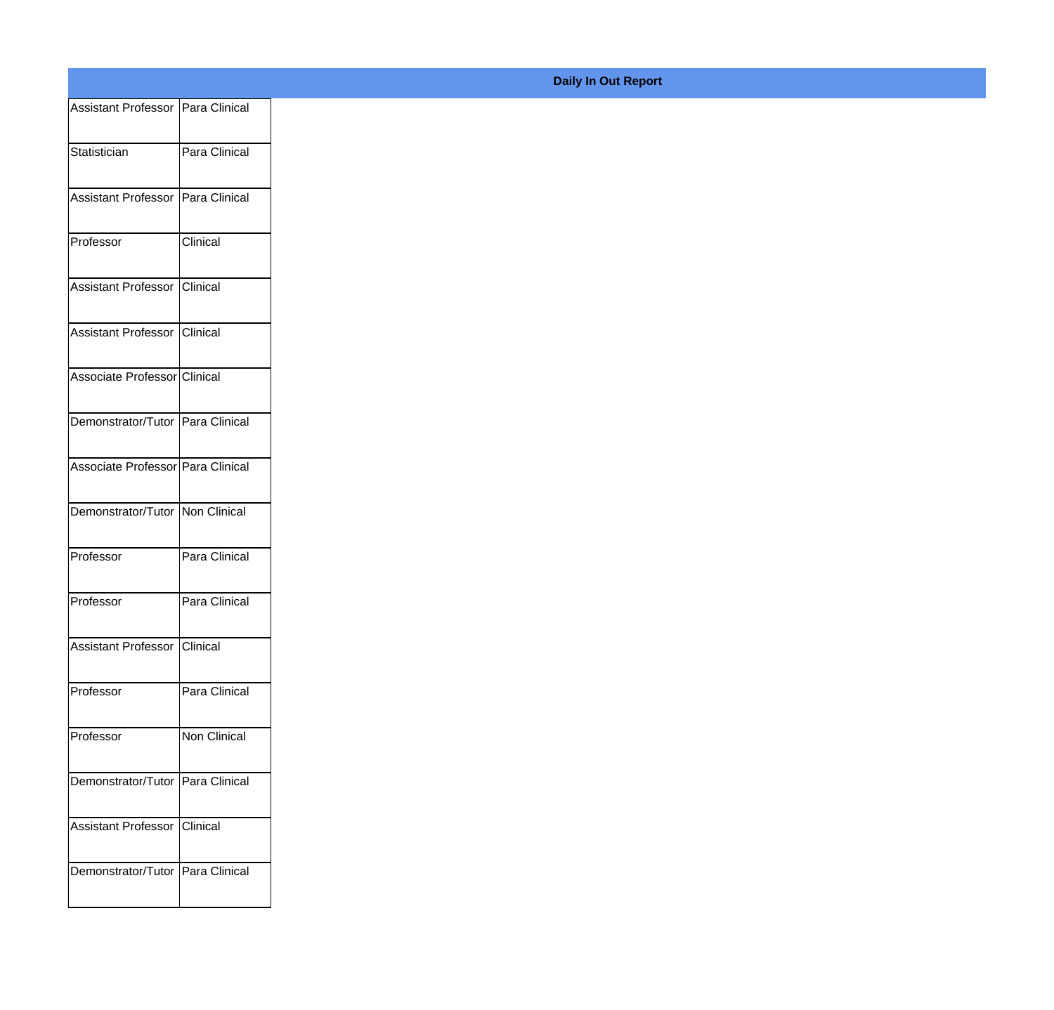**Daily In Out Report**

| | |
|---|---|
| Assistant Professor | Para Clinical |
| Statistician | Para Clinical |
| Assistant Professor | Para Clinical |
| Professor | Clinical |
| Assistant Professor | Clinical |
| Assistant Professor | Clinical |
| Associate Professor | Clinical |
| Demonstrator/Tutor | Para Clinical |
| Associate Professor | Para Clinical |
| Demonstrator/Tutor | Non Clinical |
| Professor | Para Clinical |
| Professor | Para Clinical |
| Assistant Professor | Clinical |
| Professor | Para Clinical |
| Professor | Non Clinical |
| Demonstrator/Tutor | Para Clinical |
| Assistant Professor | Clinical |
| Demonstrator/Tutor | Para Clinical |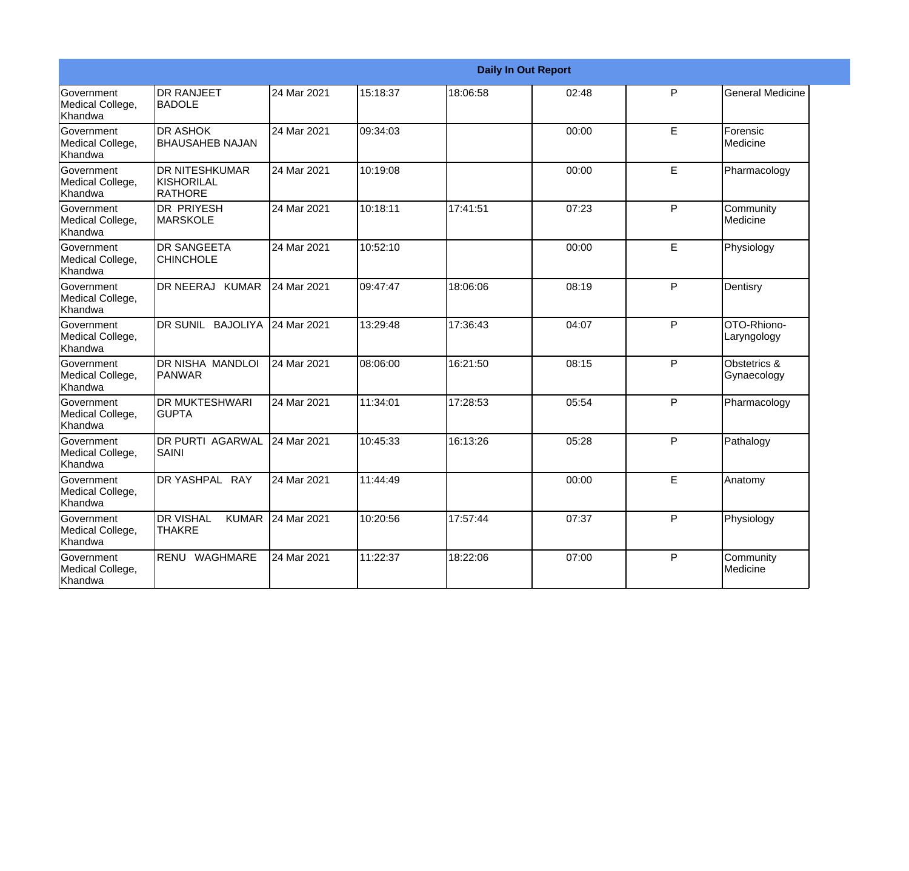| Daily In Out Report | | | | | | | |
|---|---|---|---|---|---|---|---|
| Government Medical College, Khandwa | DR RANJEET BADOLE | 24 Mar 2021 | 15:18:37 | 18:06:58 | 02:48 | P | General Medicine |
| Government Medical College, Khandwa | DR ASHOK BHAUSAHEB NAJAN | 24 Mar 2021 | 09:34:03 | | 00:00 | E | Forensic Medicine |
| Government Medical College, Khandwa | DR NITESHKUMAR KISHORILAL RATHORE | 24 Mar 2021 | 10:19:08 | | 00:00 | E | Pharmacology |
| Government Medical College, Khandwa | DR PRIYESH MARSKOLE | 24 Mar 2021 | 10:18:11 | 17:41:51 | 07:23 | P | Community Medicine |
| Government Medical College, Khandwa | DR SANGEETA CHINCHOLE | 24 Mar 2021 | 10:52:10 | | 00:00 | E | Physiology |
| Government Medical College, Khandwa | DR NEERAJ KUMAR | 24 Mar 2021 | 09:47:47 | 18:06:06 | 08:19 | P | Dentisry |
| Government Medical College, Khandwa | DR SUNIL BAJOLIYA | 24 Mar 2021 | 13:29:48 | 17:36:43 | 04:07 | P | OTO-Rhiono-Laryngology |
| Government Medical College, Khandwa | DR NISHA MANDLOI PANWAR | 24 Mar 2021 | 08:06:00 | 16:21:50 | 08:15 | P | Obstetrics & Gynaecology |
| Government Medical College, Khandwa | DR MUKTESHWARI GUPTA | 24 Mar 2021 | 11:34:01 | 17:28:53 | 05:54 | P | Pharmacology |
| Government Medical College, Khandwa | DR PURTI AGARWAL SAINI | 24 Mar 2021 | 10:45:33 | 16:13:26 | 05:28 | P | Pathalogy |
| Government Medical College, Khandwa | DR YASHPAL RAY | 24 Mar 2021 | 11:44:49 | | 00:00 | E | Anatomy |
| Government Medical College, Khandwa | DR VISHAL KUMAR THAKRE | 24 Mar 2021 | 10:20:56 | 17:57:44 | 07:37 | P | Physiology |
| Government Medical College, Khandwa | RENU WAGHMARE | 24 Mar 2021 | 11:22:37 | 18:22:06 | 07:00 | P | Community Medicine |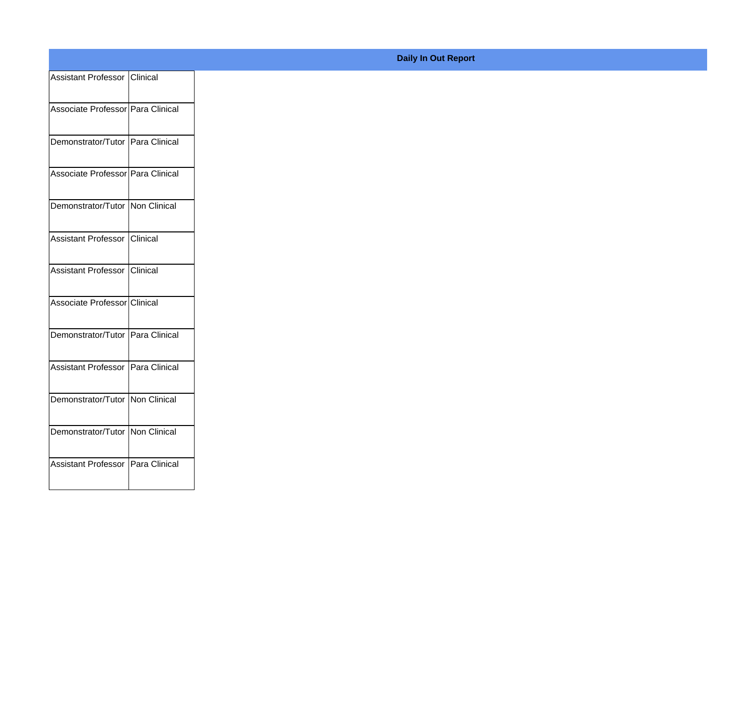**Daily In Out Report**

| | |
|---|---|
| Assistant Professor | Clinical |
| Associate Professor | Para Clinical |
| Demonstrator/Tutor | Para Clinical |
| Associate Professor | Para Clinical |
| Demonstrator/Tutor | Non Clinical |
| Assistant Professor | Clinical |
| Assistant Professor | Clinical |
| Associate Professor | Clinical |
| Demonstrator/Tutor | Para Clinical |
| Assistant Professor | Para Clinical |
| Demonstrator/Tutor | Non Clinical |
| Demonstrator/Tutor | Non Clinical |
| Assistant Professor | Para Clinical |